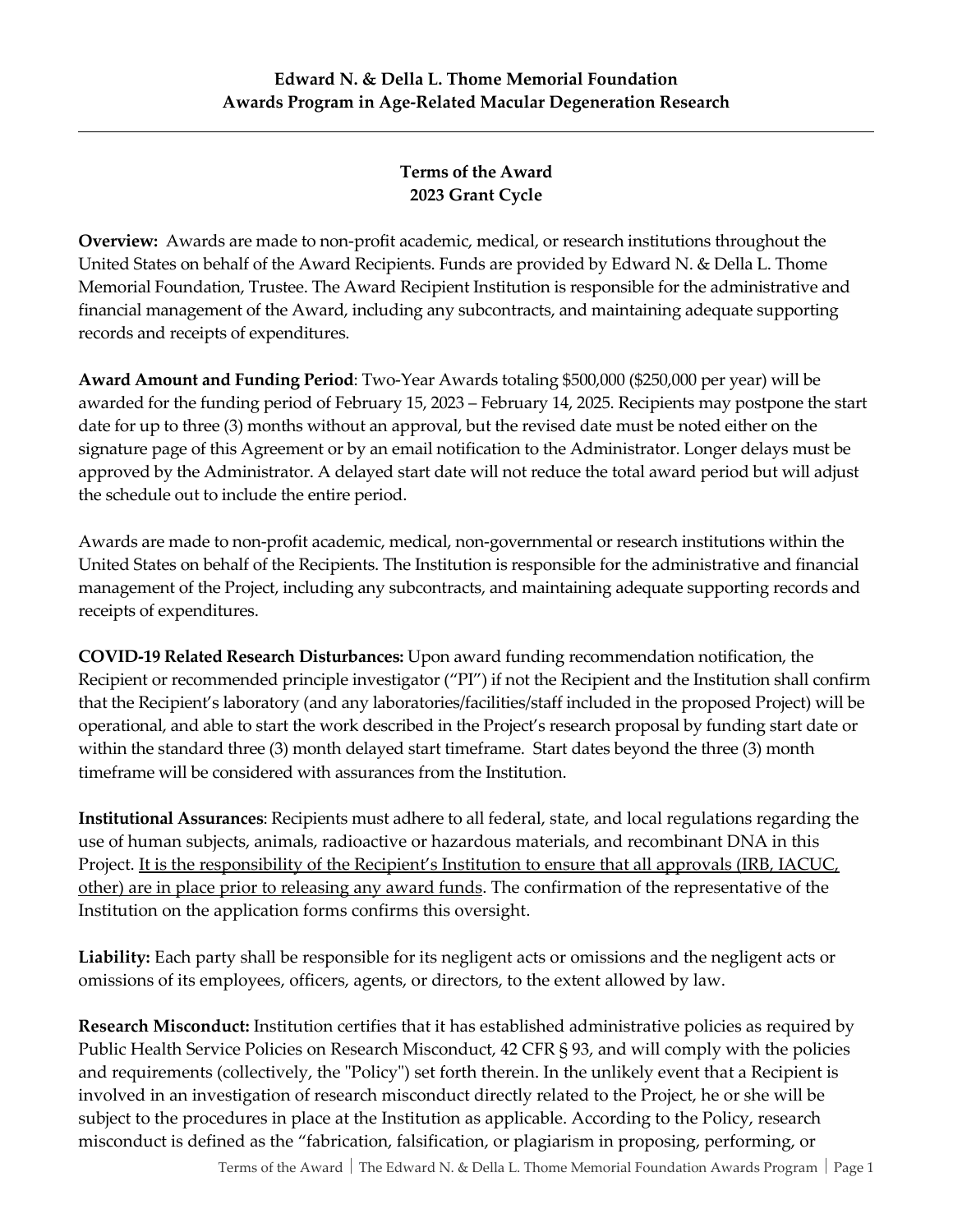**Edward N. & Della L. Thome Memorial Foundation**
**Awards Program in Age-Related Macular Degeneration Research**

---

## Terms of the Award
## 2023 Grant Cycle

**Overview:** Awards are made to non-profit academic, medical, or research institutions throughout the United States on behalf of the Award Recipients. Funds are provided by Edward N. & Della L. Thome Memorial Foundation, Trustee. The Award Recipient Institution is responsible for the administrative and financial management of the Award, including any subcontracts, and maintaining adequate supporting records and receipts of expenditures.

**Award Amount and Funding Period**: Two-Year Awards totaling $500,000 ($250,000 per year) will be awarded for the funding period of February 15, 2023 – February 14, 2025. Recipients may postpone the start date for up to three (3) months without an approval, but the revised date must be noted either on the signature page of this Agreement or by an email notification to the Administrator. Longer delays must be approved by the Administrator. A delayed start date will not reduce the total award period but will adjust the schedule out to include the entire period.

Awards are made to non-profit academic, medical, non-governmental or research institutions within the United States on behalf of the Recipients. The Institution is responsible for the administrative and financial management of the Project, including any subcontracts, and maintaining adequate supporting records and receipts of expenditures.

**COVID-19 Related Research Disturbances:** Upon award funding recommendation notification, the Recipient or recommended principle investigator ("PI") if not the Recipient and the Institution shall confirm that the Recipient's laboratory (and any laboratories/facilities/staff included in the proposed Project) will be operational, and able to start the work described in the Project's research proposal by funding start date or within the standard three (3) month delayed start timeframe. Start dates beyond the three (3) month timeframe will be considered with assurances from the Institution.

**Institutional Assurances**: Recipients must adhere to all federal, state, and local regulations regarding the use of human subjects, animals, radioactive or hazardous materials, and recombinant DNA in this Project. <u>It is the responsibility of the Recipient's Institution to ensure that all approvals (IRB, IACUC, other) are in place prior to releasing any award funds</u>. The confirmation of the representative of the Institution on the application forms confirms this oversight.

**Liability:** Each party shall be responsible for its negligent acts or omissions and the negligent acts or omissions of its employees, officers, agents, or directors, to the extent allowed by law.

**Research Misconduct:** Institution certifies that it has established administrative policies as required by Public Health Service Policies on Research Misconduct, 42 CFR § 93, and will comply with the policies and requirements (collectively, the "Policy") set forth therein. In the unlikely event that a Recipient is involved in an investigation of research misconduct directly related to the Project, he or she will be subject to the procedures in place at the Institution as applicable. According to the Policy, research misconduct is defined as the "fabrication, falsification, or plagiarism in proposing, performing, or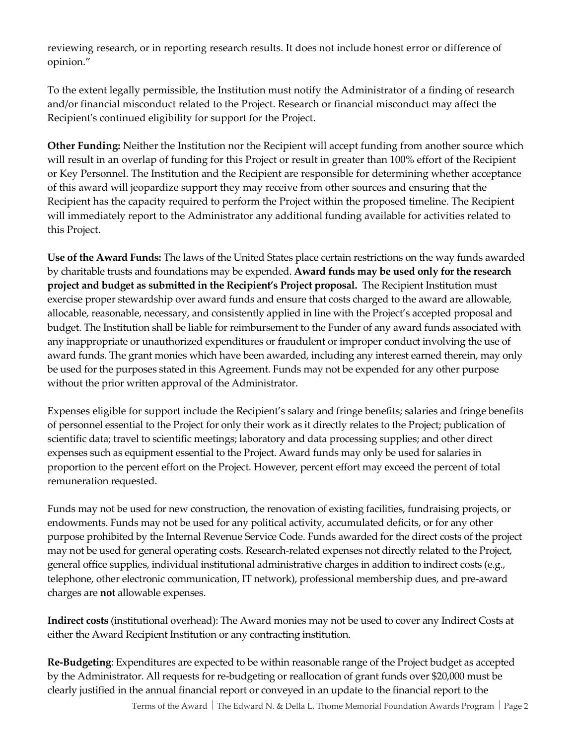reviewing research, or in reporting research results. It does not include honest error or difference of opinion."

To the extent legally permissible, the Institution must notify the Administrator of a finding of research and/or financial misconduct related to the Project. Research or financial misconduct may affect the Recipient's continued eligibility for support for the Project.

**Other Funding:** Neither the Institution nor the Recipient will accept funding from another source which will result in an overlap of funding for this Project or result in greater than 100% effort of the Recipient or Key Personnel. The Institution and the Recipient are responsible for determining whether acceptance of this award will jeopardize support they may receive from other sources and ensuring that the Recipient has the capacity required to perform the Project within the proposed timeline. The Recipient will immediately report to the Administrator any additional funding available for activities related to this Project.

**Use of the Award Funds:** The laws of the United States place certain restrictions on the way funds awarded by charitable trusts and foundations may be expended. **Award funds may be used only for the research project and budget as submitted in the Recipient's Project proposal.** The Recipient Institution must exercise proper stewardship over award funds and ensure that costs charged to the award are allowable, allocable, reasonable, necessary, and consistently applied in line with the Project's accepted proposal and budget. The Institution shall be liable for reimbursement to the Funder of any award funds associated with any inappropriate or unauthorized expenditures or fraudulent or improper conduct involving the use of award funds. The grant monies which have been awarded, including any interest earned therein, may only be used for the purposes stated in this Agreement. Funds may not be expended for any other purpose without the prior written approval of the Administrator.

Expenses eligible for support include the Recipient's salary and fringe benefits; salaries and fringe benefits of personnel essential to the Project for only their work as it directly relates to the Project; publication of scientific data; travel to scientific meetings; laboratory and data processing supplies; and other direct expenses such as equipment essential to the Project. Award funds may only be used for salaries in proportion to the percent effort on the Project. However, percent effort may exceed the percent of total remuneration requested.

Funds may not be used for new construction, the renovation of existing facilities, fundraising projects, or endowments. Funds may not be used for any political activity, accumulated deficits, or for any other purpose prohibited by the Internal Revenue Service Code. Funds awarded for the direct costs of the project may not be used for general operating costs. Research-related expenses not directly related to the Project, general office supplies, individual institutional administrative charges in addition to indirect costs (e.g., telephone, other electronic communication, IT network), professional membership dues, and pre-award charges are **not** allowable expenses.

**Indirect costs** (institutional overhead): The Award monies may not be used to cover any Indirect Costs at either the Award Recipient Institution or any contracting institution.

**Re-Budgeting**: Expenditures are expected to be within reasonable range of the Project budget as accepted by the Administrator. All requests for re-budgeting or reallocation of grant funds over $20,000 must be clearly justified in the annual financial report or conveyed in an update to the financial report to the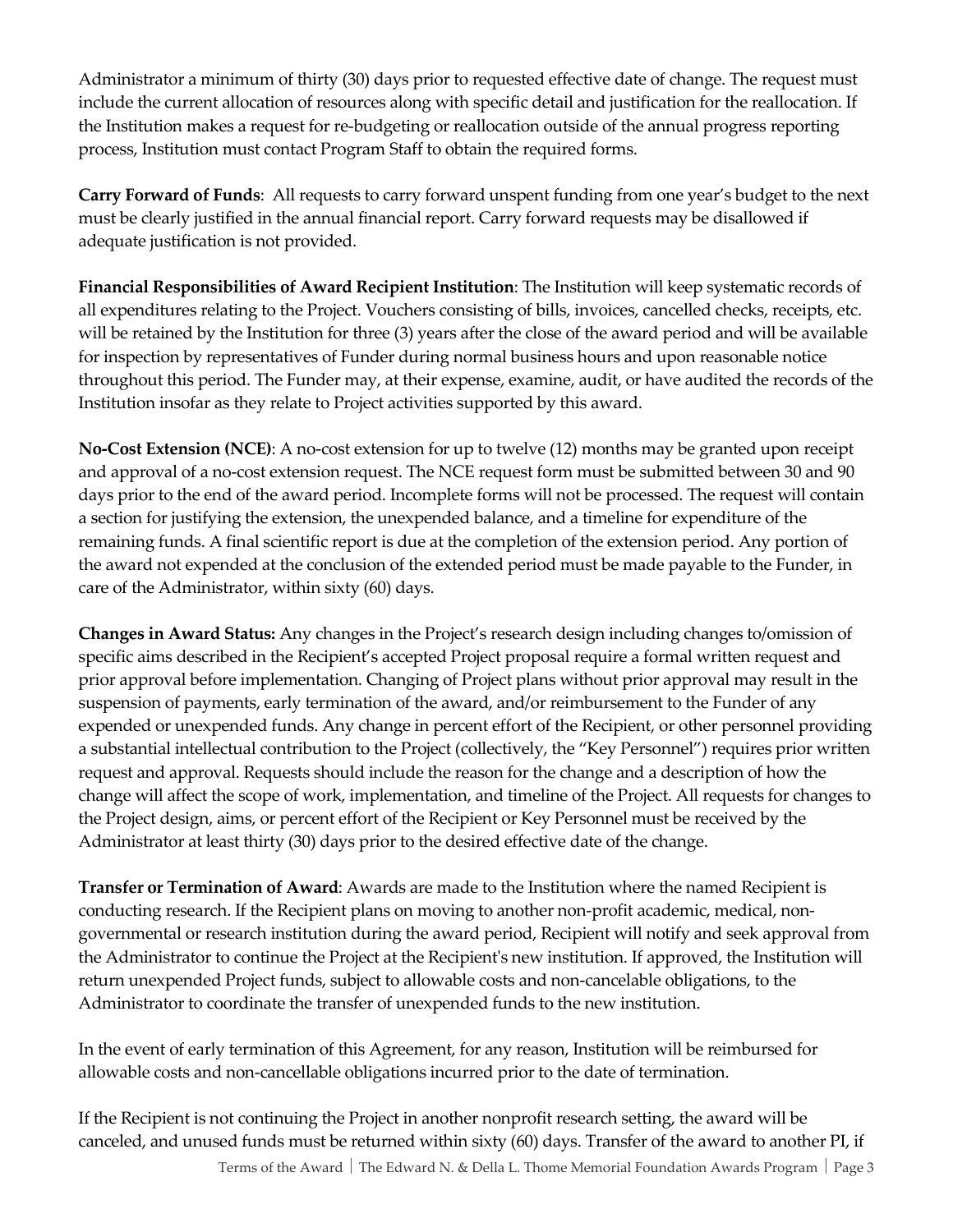Administrator a minimum of thirty (30) days prior to requested effective date of change. The request must include the current allocation of resources along with specific detail and justification for the reallocation. If the Institution makes a request for re-budgeting or reallocation outside of the annual progress reporting process, Institution must contact Program Staff to obtain the required forms.

**Carry Forward of Funds**: All requests to carry forward unspent funding from one year's budget to the next must be clearly justified in the annual financial report. Carry forward requests may be disallowed if adequate justification is not provided.

**Financial Responsibilities of Award Recipient Institution**: The Institution will keep systematic records of all expenditures relating to the Project. Vouchers consisting of bills, invoices, cancelled checks, receipts, etc. will be retained by the Institution for three (3) years after the close of the award period and will be available for inspection by representatives of Funder during normal business hours and upon reasonable notice throughout this period. The Funder may, at their expense, examine, audit, or have audited the records of the Institution insofar as they relate to Project activities supported by this award.

**No-Cost Extension (NCE)**: A no-cost extension for up to twelve (12) months may be granted upon receipt and approval of a no-cost extension request. The NCE request form must be submitted between 30 and 90 days prior to the end of the award period. Incomplete forms will not be processed. The request will contain a section for justifying the extension, the unexpended balance, and a timeline for expenditure of the remaining funds. A final scientific report is due at the completion of the extension period. Any portion of the award not expended at the conclusion of the extended period must be made payable to the Funder, in care of the Administrator, within sixty (60) days.

**Changes in Award Status:** Any changes in the Project's research design including changes to/omission of specific aims described in the Recipient's accepted Project proposal require a formal written request and prior approval before implementation. Changing of Project plans without prior approval may result in the suspension of payments, early termination of the award, and/or reimbursement to the Funder of any expended or unexpended funds. Any change in percent effort of the Recipient, or other personnel providing a substantial intellectual contribution to the Project (collectively, the "Key Personnel") requires prior written request and approval. Requests should include the reason for the change and a description of how the change will affect the scope of work, implementation, and timeline of the Project. All requests for changes to the Project design, aims, or percent effort of the Recipient or Key Personnel must be received by the Administrator at least thirty (30) days prior to the desired effective date of the change.

**Transfer or Termination of Award**: Awards are made to the Institution where the named Recipient is conducting research. If the Recipient plans on moving to another non-profit academic, medical, non-governmental or research institution during the award period, Recipient will notify and seek approval from the Administrator to continue the Project at the Recipient's new institution. If approved, the Institution will return unexpended Project funds, subject to allowable costs and non-cancelable obligations, to the Administrator to coordinate the transfer of unexpended funds to the new institution.

In the event of early termination of this Agreement, for any reason, Institution will be reimbursed for allowable costs and non-cancellable obligations incurred prior to the date of termination.

If the Recipient is not continuing the Project in another nonprofit research setting, the award will be canceled, and unused funds must be returned within sixty (60) days. Transfer of the award to another PI, if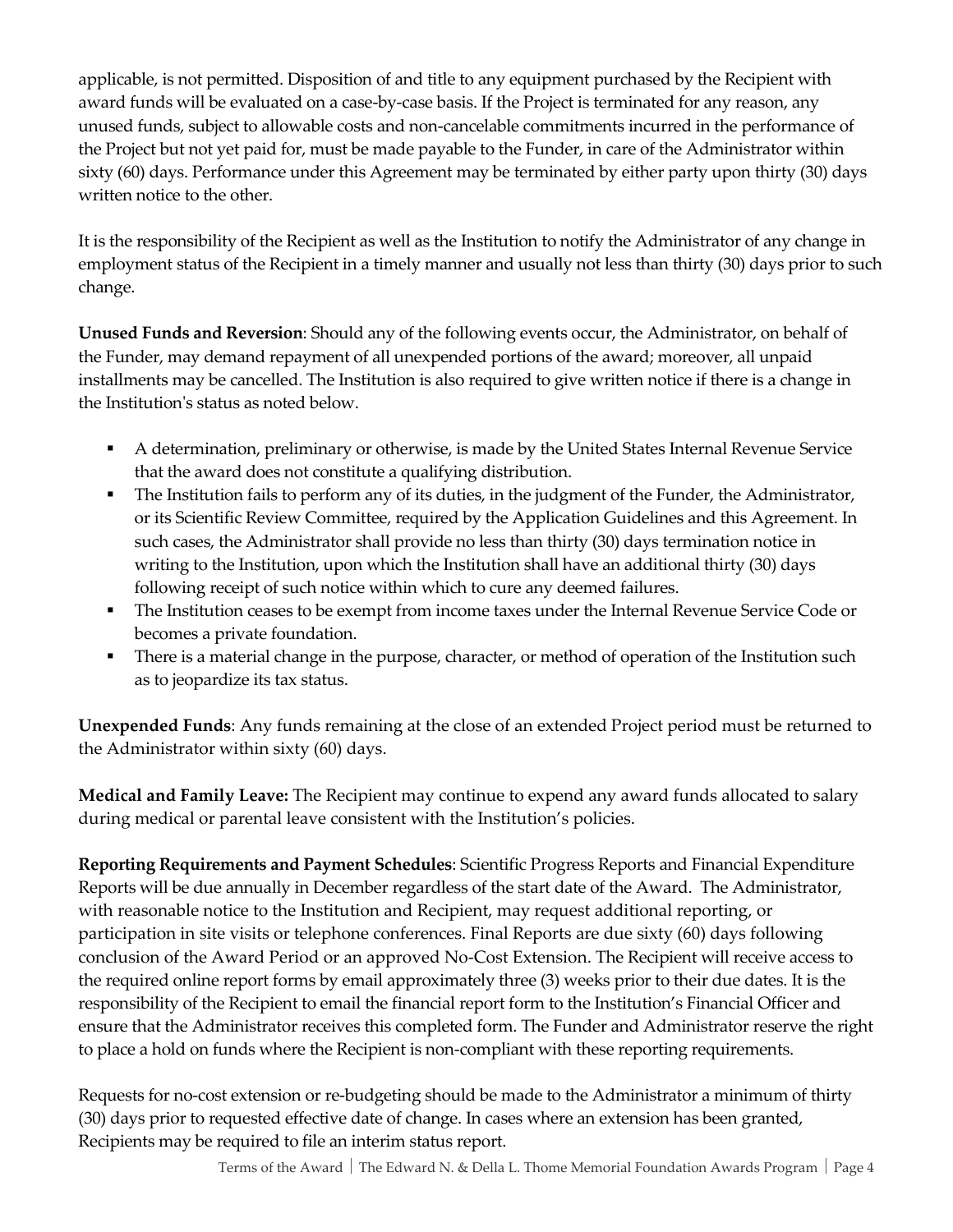applicable, is not permitted. Disposition of and title to any equipment purchased by the Recipient with award funds will be evaluated on a case-by-case basis. If the Project is terminated for any reason, any unused funds, subject to allowable costs and non-cancelable commitments incurred in the performance of the Project but not yet paid for, must be made payable to the Funder, in care of the Administrator within sixty (60) days. Performance under this Agreement may be terminated by either party upon thirty (30) days written notice to the other.

It is the responsibility of the Recipient as well as the Institution to notify the Administrator of any change in employment status of the Recipient in a timely manner and usually not less than thirty (30) days prior to such change.

**Unused Funds and Reversion**: Should any of the following events occur, the Administrator, on behalf of the Funder, may demand repayment of all unexpended portions of the award; moreover, all unpaid installments may be cancelled. The Institution is also required to give written notice if there is a change in the Institution's status as noted below.

- A determination, preliminary or otherwise, is made by the United States Internal Revenue Service that the award does not constitute a qualifying distribution.
- The Institution fails to perform any of its duties, in the judgment of the Funder, the Administrator, or its Scientific Review Committee, required by the Application Guidelines and this Agreement. In such cases, the Administrator shall provide no less than thirty (30) days termination notice in writing to the Institution, upon which the Institution shall have an additional thirty (30) days following receipt of such notice within which to cure any deemed failures.
- The Institution ceases to be exempt from income taxes under the Internal Revenue Service Code or becomes a private foundation.
- There is a material change in the purpose, character, or method of operation of the Institution such as to jeopardize its tax status.

**Unexpended Funds**: Any funds remaining at the close of an extended Project period must be returned to the Administrator within sixty (60) days.

**Medical and Family Leave:** The Recipient may continue to expend any award funds allocated to salary during medical or parental leave consistent with the Institution's policies.

**Reporting Requirements and Payment Schedules**: Scientific Progress Reports and Financial Expenditure Reports will be due annually in December regardless of the start date of the Award. The Administrator, with reasonable notice to the Institution and Recipient, may request additional reporting, or participation in site visits or telephone conferences. Final Reports are due sixty (60) days following conclusion of the Award Period or an approved No-Cost Extension. The Recipient will receive access to the required online report forms by email approximately three (3) weeks prior to their due dates. It is the responsibility of the Recipient to email the financial report form to the Institution's Financial Officer and ensure that the Administrator receives this completed form. The Funder and Administrator reserve the right to place a hold on funds where the Recipient is non-compliant with these reporting requirements.

Requests for no-cost extension or re-budgeting should be made to the Administrator a minimum of thirty (30) days prior to requested effective date of change. In cases where an extension has been granted, Recipients may be required to file an interim status report.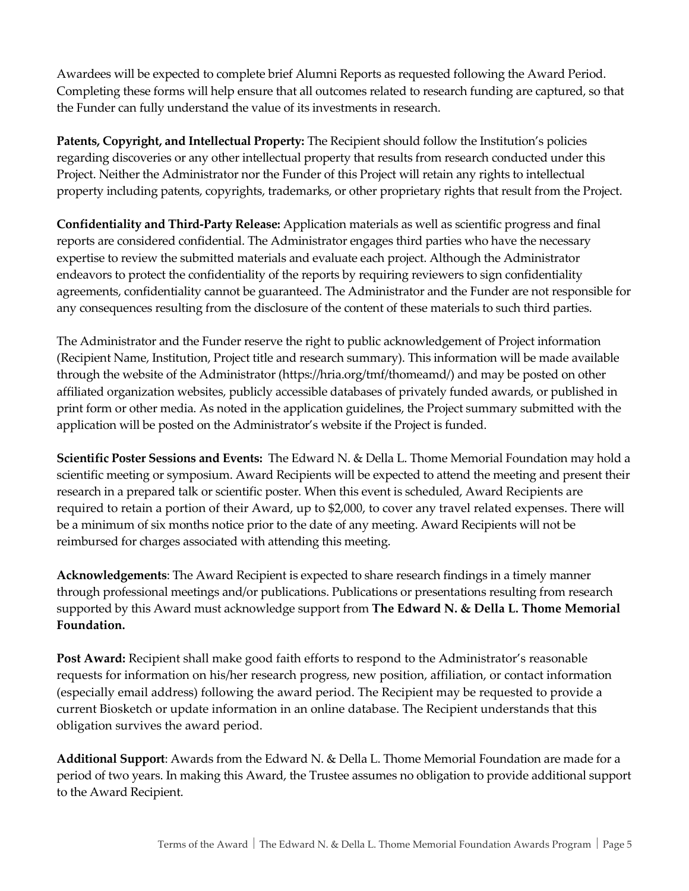Awardees will be expected to complete brief Alumni Reports as requested following the Award Period. Completing these forms will help ensure that all outcomes related to research funding are captured, so that the Funder can fully understand the value of its investments in research.

**Patents, Copyright, and Intellectual Property:** The Recipient should follow the Institution's policies regarding discoveries or any other intellectual property that results from research conducted under this Project. Neither the Administrator nor the Funder of this Project will retain any rights to intellectual property including patents, copyrights, trademarks, or other proprietary rights that result from the Project.

**Confidentiality and Third-Party Release:** Application materials as well as scientific progress and final reports are considered confidential. The Administrator engages third parties who have the necessary expertise to review the submitted materials and evaluate each project. Although the Administrator endeavors to protect the confidentiality of the reports by requiring reviewers to sign confidentiality agreements, confidentiality cannot be guaranteed. The Administrator and the Funder are not responsible for any consequences resulting from the disclosure of the content of these materials to such third parties.

The Administrator and the Funder reserve the right to public acknowledgement of Project information (Recipient Name, Institution, Project title and research summary). This information will be made available through the website of the Administrator (https://hria.org/tmf/thomeamd/) and may be posted on other affiliated organization websites, publicly accessible databases of privately funded awards, or published in print form or other media. As noted in the application guidelines, the Project summary submitted with the application will be posted on the Administrator's website if the Project is funded.

**Scientific Poster Sessions and Events:** The Edward N. & Della L. Thome Memorial Foundation may hold a scientific meeting or symposium. Award Recipients will be expected to attend the meeting and present their research in a prepared talk or scientific poster. When this event is scheduled, Award Recipients are required to retain a portion of their Award, up to $2,000, to cover any travel related expenses. There will be a minimum of six months notice prior to the date of any meeting. Award Recipients will not be reimbursed for charges associated with attending this meeting.

**Acknowledgements**: The Award Recipient is expected to share research findings in a timely manner through professional meetings and/or publications. Publications or presentations resulting from research supported by this Award must acknowledge support from **The Edward N. & Della L. Thome Memorial Foundation.**

**Post Award:** Recipient shall make good faith efforts to respond to the Administrator's reasonable requests for information on his/her research progress, new position, affiliation, or contact information (especially email address) following the award period. The Recipient may be requested to provide a current Biosketch or update information in an online database. The Recipient understands that this obligation survives the award period.

**Additional Support**: Awards from the Edward N. & Della L. Thome Memorial Foundation are made for a period of two years. In making this Award, the Trustee assumes no obligation to provide additional support to the Award Recipient.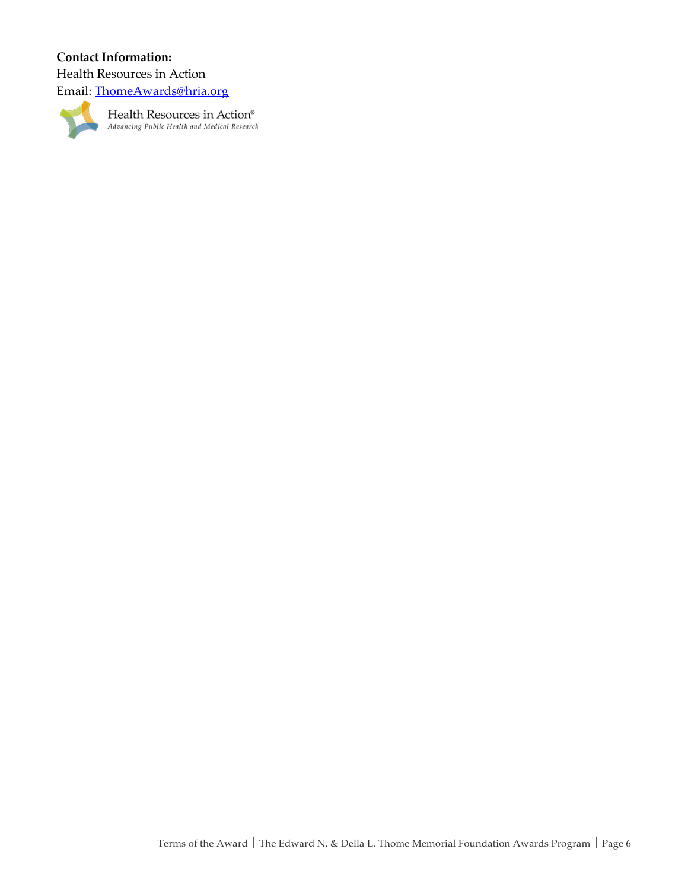**Contact Information:**
Health Resources in Action
Email: [ThomeAwards@hria.org](mailto:ThomeAwards@hria.org)

Health Resources in Action®
*Advancing Public Health and Medical Research*